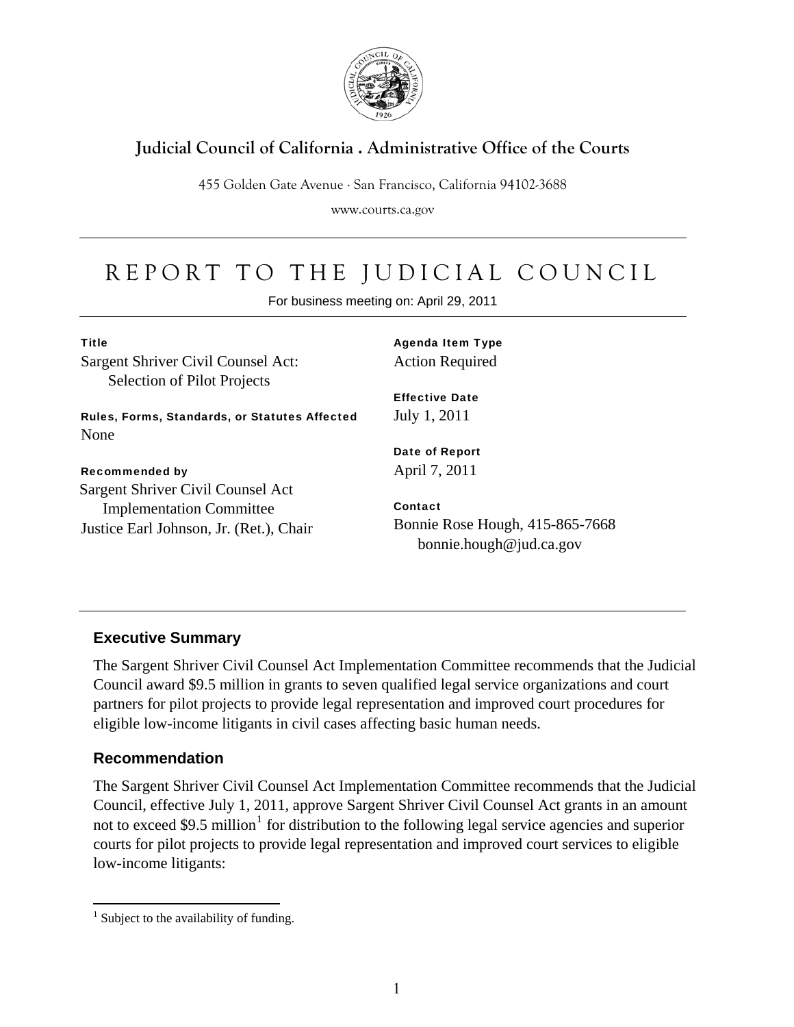**Judicial Council of California . Administrative Office of the Courts**

455 Golden Gate Avenue · San Francisco, California 94102-3688

www.courts.ca.gov

# REPORT TO THE JUDICIAL COUNCIL

For business meeting on: April 29, 2011

**Title**
Sargent Shriver Civil Counsel Act: Selection of Pilot Projects

**Rules, Forms, Standards, or Statutes Affected**
None

**Recommended by**
Sargent Shriver Civil Counsel Act Implementation Committee
Justice Earl Johnson, Jr. (Ret.), Chair

**Agenda Item Type**
Action Required

**Effective Date**
July 1, 2011

**Date of Report**
April 7, 2011

**Contact**
Bonnie Rose Hough, 415-865-7668
bonnie.hough@jud.ca.gov

## Executive Summary

The Sargent Shriver Civil Counsel Act Implementation Committee recommends that the Judicial Council award $9.5 million in grants to seven qualified legal service organizations and court partners for pilot projects to provide legal representation and improved court procedures for eligible low-income litigants in civil cases affecting basic human needs.

## Recommendation

The Sargent Shriver Civil Counsel Act Implementation Committee recommends that the Judicial Council, effective July 1, 2011, approve Sargent Shriver Civil Counsel Act grants in an amount not to exceed $9.5 million[1] for distribution to the following legal service agencies and superior courts for pilot projects to provide legal representation and improved court services to eligible low-income litigants:

[1] Subject to the availability of funding.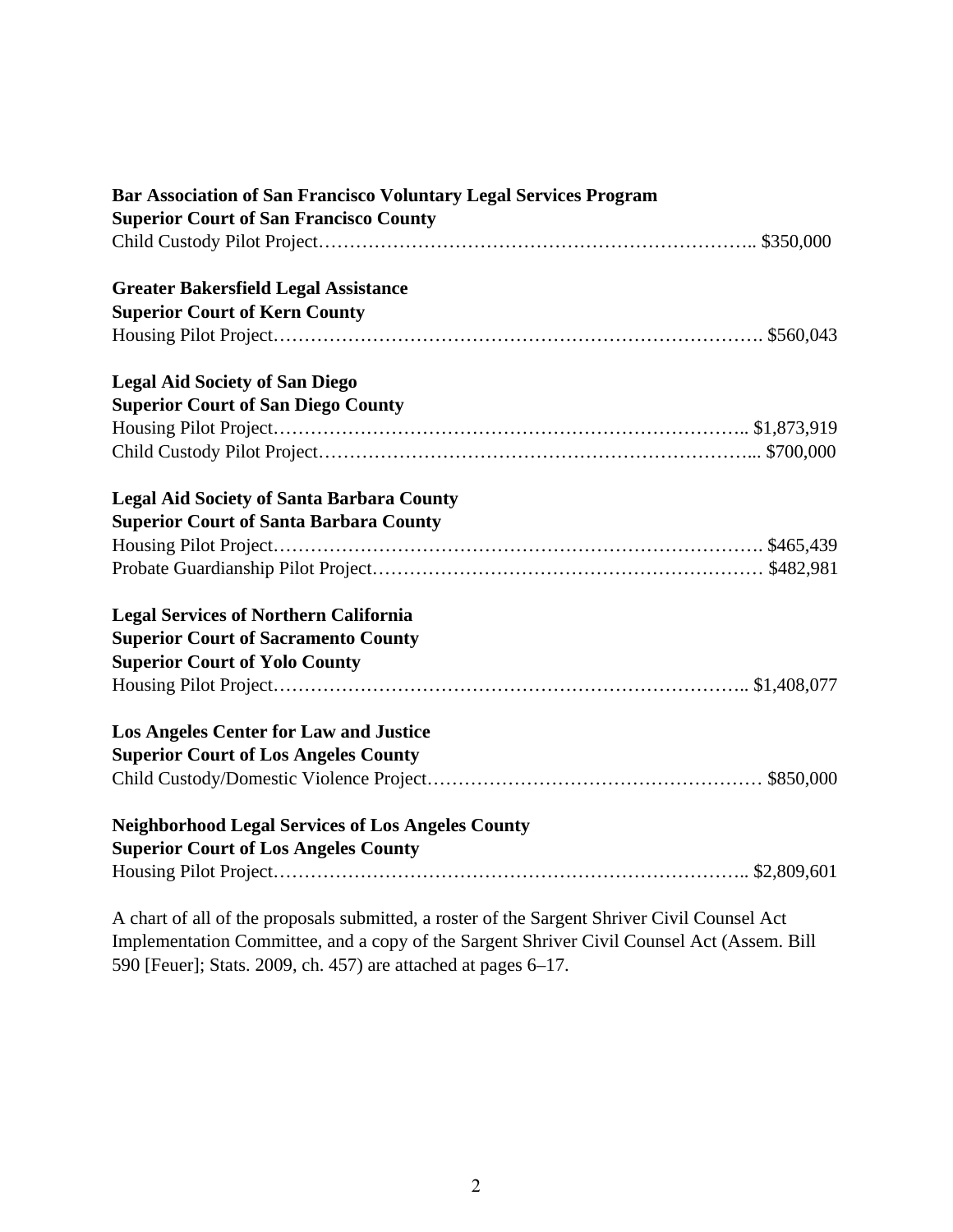**Bar Association of San Francisco Voluntary Legal Services Program**
**Superior Court of San Francisco County**
Child Custody Pilot Project………………………………………………………….. $350,000

**Greater Bakersfield Legal Assistance**
**Superior Court of Kern County**
Housing Pilot Project…………………………………………………………………. $560,043

**Legal Aid Society of San Diego**
**Superior Court of San Diego County**
Housing Pilot Project……………………………………………………………….. $1,873,919
Child Custody Pilot Project……………………………………………………………... $700,000

**Legal Aid Society of Santa Barbara County**
**Superior Court of Santa Barbara County**
Housing Pilot Project…………………………………………………………………. $465,439
Probate Guardianship Pilot Project……………………………………………………… $482,981

**Legal Services of Northern California**
**Superior Court of Sacramento County**
**Superior Court of Yolo County**
Housing Pilot Project……………………………………………………………….. $1,408,077

**Los Angeles Center for Law and Justice**
**Superior Court of Los Angeles County**
Child Custody/Domestic Violence Project……………………………………………… $850,000

**Neighborhood Legal Services of Los Angeles County**
**Superior Court of Los Angeles County**
Housing Pilot Project……………………………………………………………….. $2,809,601

A chart of all of the proposals submitted, a roster of the Sargent Shriver Civil Counsel Act Implementation Committee, and a copy of the Sargent Shriver Civil Counsel Act (Assem. Bill 590 [Feuer]; Stats. 2009, ch. 457) are attached at pages 6–17.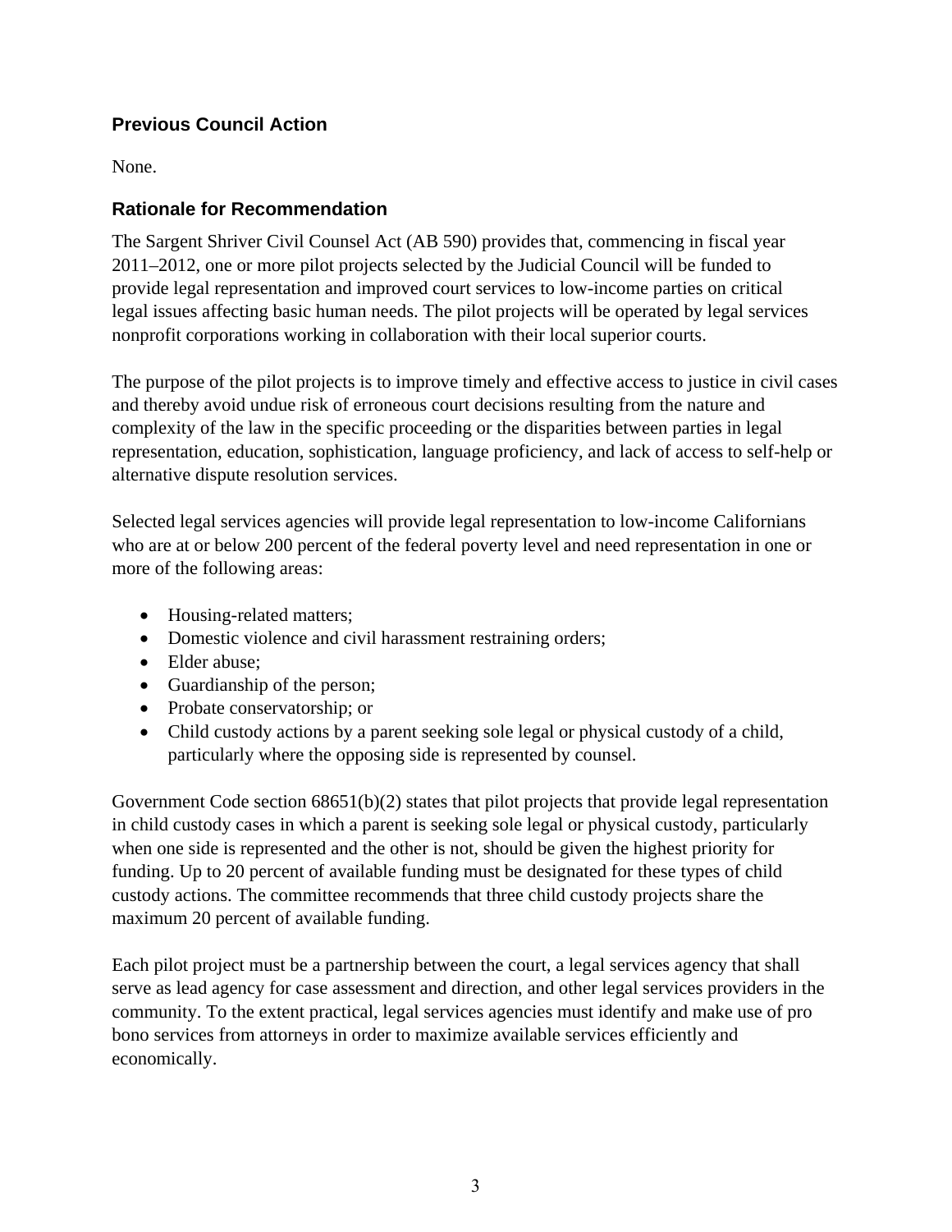## Previous Council Action

None.

## Rationale for Recommendation

The Sargent Shriver Civil Counsel Act (AB 590) provides that, commencing in fiscal year 2011–2012, one or more pilot projects selected by the Judicial Council will be funded to provide legal representation and improved court services to low-income parties on critical legal issues affecting basic human needs. The pilot projects will be operated by legal services nonprofit corporations working in collaboration with their local superior courts.

The purpose of the pilot projects is to improve timely and effective access to justice in civil cases and thereby avoid undue risk of erroneous court decisions resulting from the nature and complexity of the law in the specific proceeding or the disparities between parties in legal representation, education, sophistication, language proficiency, and lack of access to self-help or alternative dispute resolution services.

Selected legal services agencies will provide legal representation to low-income Californians who are at or below 200 percent of the federal poverty level and need representation in one or more of the following areas:

- Housing-related matters;
- Domestic violence and civil harassment restraining orders;
- Elder abuse;
- Guardianship of the person;
- Probate conservatorship; or
- Child custody actions by a parent seeking sole legal or physical custody of a child, particularly where the opposing side is represented by counsel.

Government Code section 68651(b)(2) states that pilot projects that provide legal representation in child custody cases in which a parent is seeking sole legal or physical custody, particularly when one side is represented and the other is not, should be given the highest priority for funding. Up to 20 percent of available funding must be designated for these types of child custody actions. The committee recommends that three child custody projects share the maximum 20 percent of available funding.

Each pilot project must be a partnership between the court, a legal services agency that shall serve as lead agency for case assessment and direction, and other legal services providers in the community. To the extent practical, legal services agencies must identify and make use of pro bono services from attorneys in order to maximize available services efficiently and economically.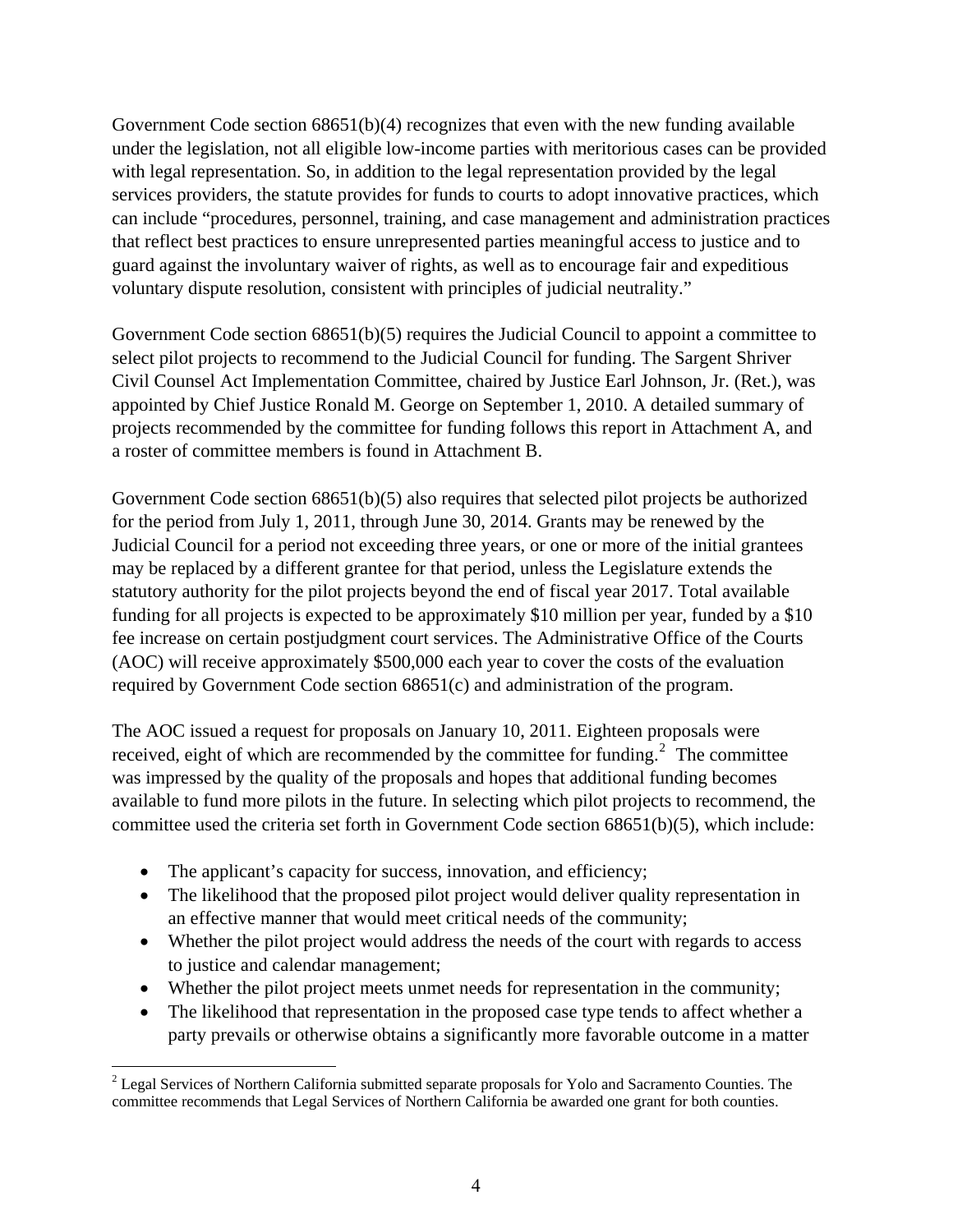Government Code section 68651(b)(4) recognizes that even with the new funding available under the legislation, not all eligible low-income parties with meritorious cases can be provided with legal representation. So, in addition to the legal representation provided by the legal services providers, the statute provides for funds to courts to adopt innovative practices, which can include "procedures, personnel, training, and case management and administration practices that reflect best practices to ensure unrepresented parties meaningful access to justice and to guard against the involuntary waiver of rights, as well as to encourage fair and expeditious voluntary dispute resolution, consistent with principles of judicial neutrality."

Government Code section 68651(b)(5) requires the Judicial Council to appoint a committee to select pilot projects to recommend to the Judicial Council for funding. The Sargent Shriver Civil Counsel Act Implementation Committee, chaired by Justice Earl Johnson, Jr. (Ret.), was appointed by Chief Justice Ronald M. George on September 1, 2010. A detailed summary of projects recommended by the committee for funding follows this report in Attachment A, and a roster of committee members is found in Attachment B.

Government Code section 68651(b)(5) also requires that selected pilot projects be authorized for the period from July 1, 2011, through June 30, 2014. Grants may be renewed by the Judicial Council for a period not exceeding three years, or one or more of the initial grantees may be replaced by a different grantee for that period, unless the Legislature extends the statutory authority for the pilot projects beyond the end of fiscal year 2017. Total available funding for all projects is expected to be approximately $10 million per year, funded by a $10 fee increase on certain postjudgment court services. The Administrative Office of the Courts (AOC) will receive approximately $500,000 each year to cover the costs of the evaluation required by Government Code section 68651(c) and administration of the program.

The AOC issued a request for proposals on January 10, 2011. Eighteen proposals were received, eight of which are recommended by the committee for funding.[2] The committee was impressed by the quality of the proposals and hopes that additional funding becomes available to fund more pilots in the future. In selecting which pilot projects to recommend, the committee used the criteria set forth in Government Code section 68651(b)(5), which include:

- The applicant's capacity for success, innovation, and efficiency;
- The likelihood that the proposed pilot project would deliver quality representation in an effective manner that would meet critical needs of the community;
- Whether the pilot project would address the needs of the court with regards to access to justice and calendar management;
- Whether the pilot project meets unmet needs for representation in the community;
- The likelihood that representation in the proposed case type tends to affect whether a party prevails or otherwise obtains a significantly more favorable outcome in a matter

[2] Legal Services of Northern California submitted separate proposals for Yolo and Sacramento Counties. The committee recommends that Legal Services of Northern California be awarded one grant for both counties.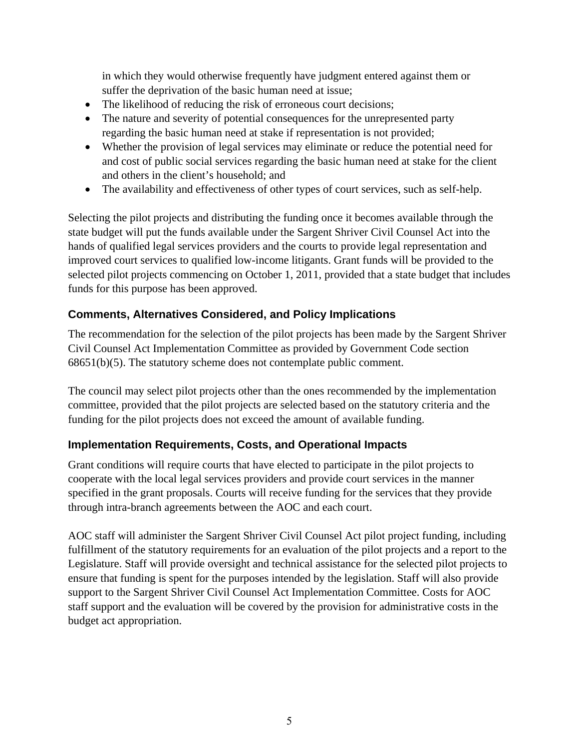in which they would otherwise frequently have judgment entered against them or suffer the deprivation of the basic human need at issue;

- The likelihood of reducing the risk of erroneous court decisions;
- The nature and severity of potential consequences for the unrepresented party regarding the basic human need at stake if representation is not provided;
- Whether the provision of legal services may eliminate or reduce the potential need for and cost of public social services regarding the basic human need at stake for the client and others in the client's household; and
- The availability and effectiveness of other types of court services, such as self-help.

Selecting the pilot projects and distributing the funding once it becomes available through the state budget will put the funds available under the Sargent Shriver Civil Counsel Act into the hands of qualified legal services providers and the courts to provide legal representation and improved court services to qualified low-income litigants. Grant funds will be provided to the selected pilot projects commencing on October 1, 2011, provided that a state budget that includes funds for this purpose has been approved.

### Comments, Alternatives Considered, and Policy Implications

The recommendation for the selection of the pilot projects has been made by the Sargent Shriver Civil Counsel Act Implementation Committee as provided by Government Code section 68651(b)(5). The statutory scheme does not contemplate public comment.

The council may select pilot projects other than the ones recommended by the implementation committee, provided that the pilot projects are selected based on the statutory criteria and the funding for the pilot projects does not exceed the amount of available funding.

### Implementation Requirements, Costs, and Operational Impacts

Grant conditions will require courts that have elected to participate in the pilot projects to cooperate with the local legal services providers and provide court services in the manner specified in the grant proposals. Courts will receive funding for the services that they provide through intra-branch agreements between the AOC and each court.

AOC staff will administer the Sargent Shriver Civil Counsel Act pilot project funding, including fulfillment of the statutory requirements for an evaluation of the pilot projects and a report to the Legislature. Staff will provide oversight and technical assistance for the selected pilot projects to ensure that funding is spent for the purposes intended by the legislation. Staff will also provide support to the Sargent Shriver Civil Counsel Act Implementation Committee. Costs for AOC staff support and the evaluation will be covered by the provision for administrative costs in the budget act appropriation.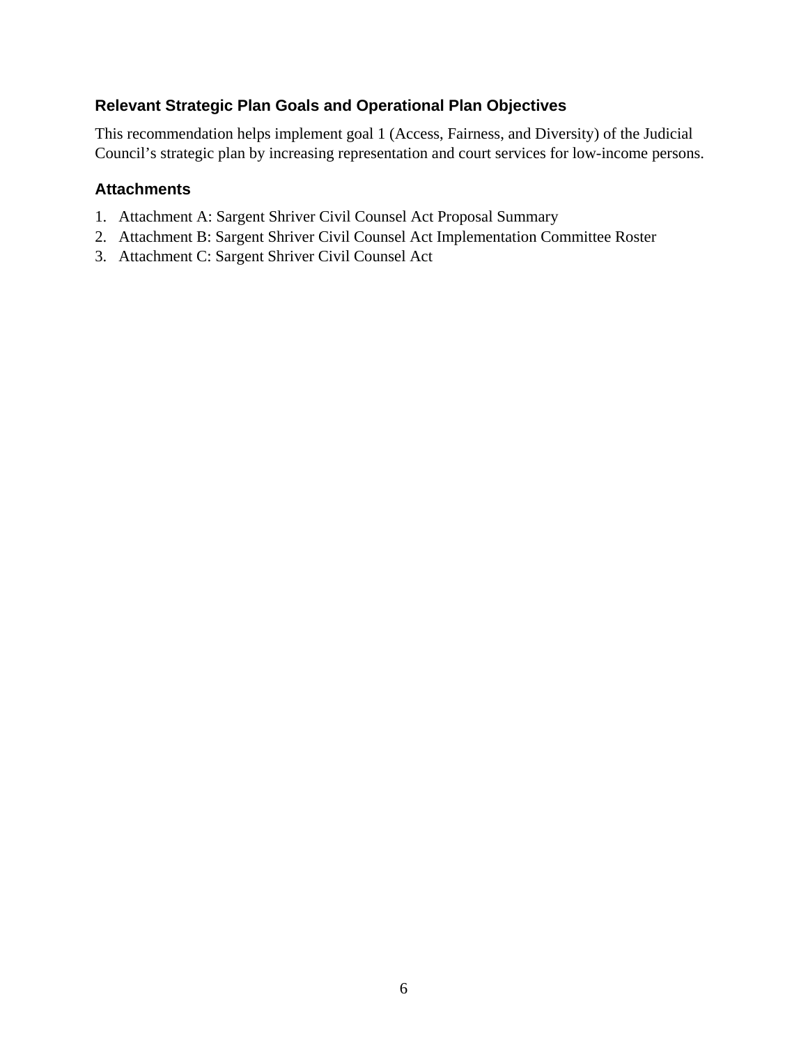### Relevant Strategic Plan Goals and Operational Plan Objectives

This recommendation helps implement goal 1 (Access, Fairness, and Diversity) of the Judicial Council's strategic plan by increasing representation and court services for low-income persons.

### Attachments

1. Attachment A: Sargent Shriver Civil Counsel Act Proposal Summary
2. Attachment B: Sargent Shriver Civil Counsel Act Implementation Committee Roster
3. Attachment C: Sargent Shriver Civil Counsel Act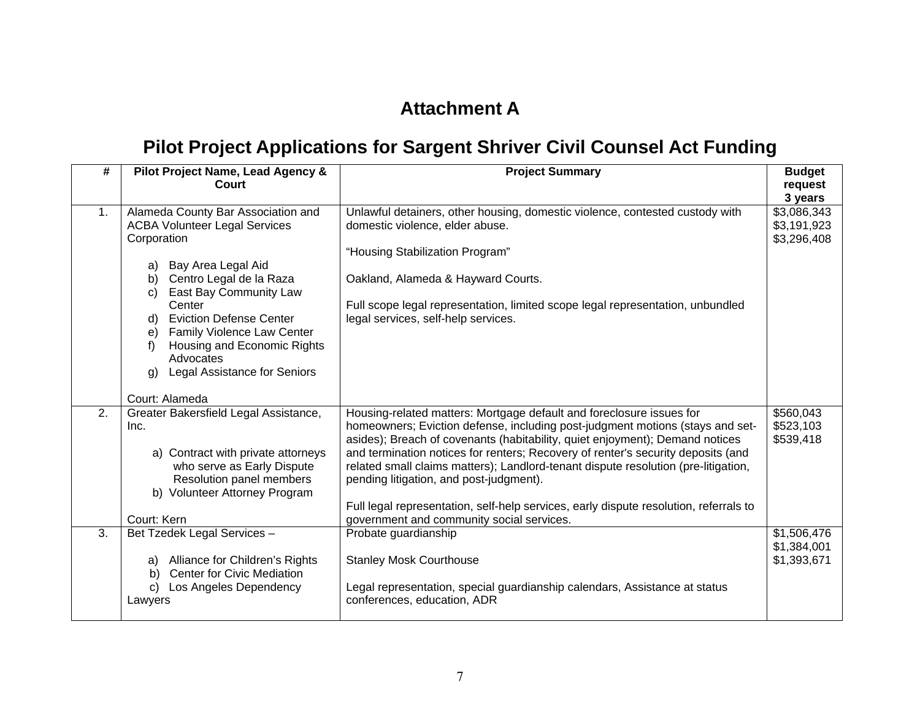# Attachment A

## Pilot Project Applications for Sargent Shriver Civil Counsel Act Funding

| # | Pilot Project Name, Lead Agency & Court | Project Summary | Budget request 3 years |
|---|---|---|---|
| 1. | Alameda County Bar Association and ACBA Volunteer Legal Services Corporation<br><br>a) Bay Area Legal Aid<br>b) Centro Legal de la Raza<br>c) East Bay Community Law Center<br>d) Eviction Defense Center<br>e) Family Violence Law Center<br>f) Housing and Economic Rights Advocates<br>g) Legal Assistance for Seniors<br><br>Court: Alameda | Unlawful detainers, other housing, domestic violence, contested custody with domestic violence, elder abuse.<br><br>"Housing Stabilization Program"<br><br>Oakland, Alameda & Hayward Courts.<br><br>Full scope legal representation, limited scope legal representation, unbundled legal services, self-help services. | $3,086,343<br>$3,191,923<br>$3,296,408 |
| 2. | Greater Bakersfield Legal Assistance, Inc.<br><br>a) Contract with private attorneys who serve as Early Dispute Resolution panel members<br>b) Volunteer Attorney Program<br><br>Court: Kern | Housing-related matters: Mortgage default and foreclosure issues for homeowners; Eviction defense, including post-judgment motions (stays and set-asides); Breach of covenants (habitability, quiet enjoyment); Demand notices and termination notices for renters; Recovery of renter's security deposits (and related small claims matters); Landlord-tenant dispute resolution (pre-litigation, pending litigation, and post-judgment).<br><br>Full legal representation, self-help services, early dispute resolution, referrals to government and community social services. | $560,043<br>$523,103<br>$539,418 |
| 3. | Bet Tzedek Legal Services –<br><br>a) Alliance for Children's Rights<br>b) Center for Civic Mediation<br>c) Los Angeles Dependency Lawyers | Probate guardianship<br><br>Stanley Mosk Courthouse<br><br>Legal representation, special guardianship calendars, Assistance at status conferences, education, ADR | $1,506,476<br>$1,384,001<br>$1,393,671 |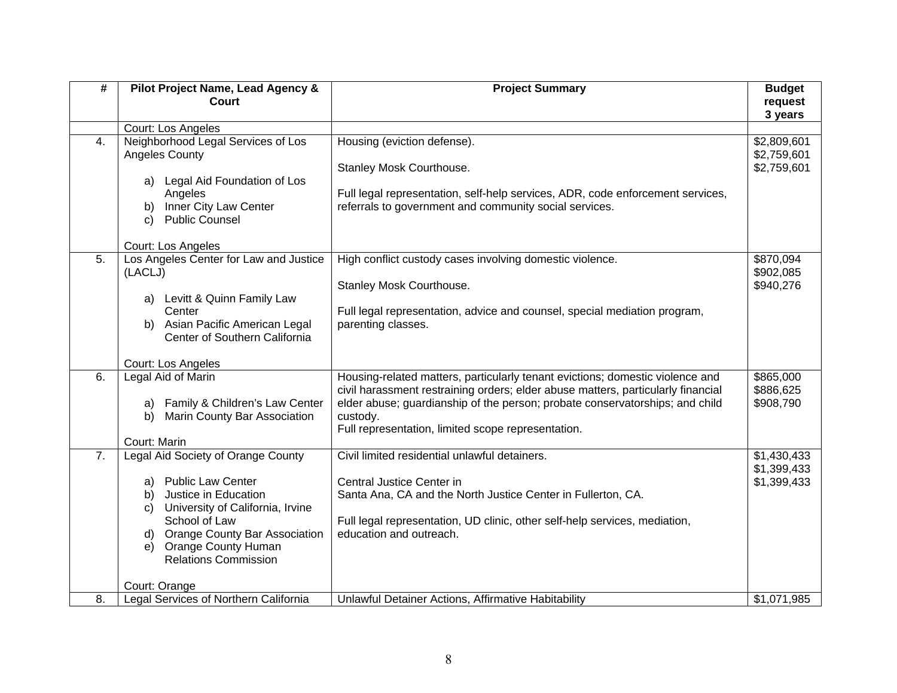| # | Pilot Project Name, Lead Agency & Court | Project Summary | Budget request 3 years |
|---|---|---|---|
| | Court: Los Angeles | | |
| 4. | Neighborhood Legal Services of Los Angeles County<br><br>a) Legal Aid Foundation of Los Angeles<br>b) Inner City Law Center<br>c) Public Counsel<br><br>Court: Los Angeles | Housing (eviction defense).<br><br>Stanley Mosk Courthouse.<br><br>Full legal representation, self-help services, ADR, code enforcement services, referrals to government and community social services. | \$2,809,601<br>\$2,759,601<br>\$2,759,601 |
| 5. | Los Angeles Center for Law and Justice (LACLJ)<br><br>a) Levitt & Quinn Family Law Center<br>b) Asian Pacific American Legal Center of Southern California<br><br>Court: Los Angeles | High conflict custody cases involving domestic violence.<br><br>Stanley Mosk Courthouse.<br><br>Full legal representation, advice and counsel, special mediation program, parenting classes. | \$870,094<br>\$902,085<br>\$940,276 |
| 6. | Legal Aid of Marin<br><br>a) Family & Children's Law Center<br>b) Marin County Bar Association<br><br>Court: Marin | Housing-related matters, particularly tenant evictions; domestic violence and civil harassment restraining orders; elder abuse matters, particularly financial elder abuse; guardianship of the person; probate conservatorships; and child custody.<br>Full representation, limited scope representation. | \$865,000<br>\$886,625<br>\$908,790 |
| 7. | Legal Aid Society of Orange County<br><br>a) Public Law Center<br>b) Justice in Education<br>c) University of California, Irvine School of Law<br>d) Orange County Bar Association<br>e) Orange County Human Relations Commission<br><br>Court: Orange | Civil limited residential unlawful detainers.<br><br>Central Justice Center in<br>Santa Ana, CA and the North Justice Center in Fullerton, CA.<br><br>Full legal representation, UD clinic, other self-help services, mediation, education and outreach. | \$1,430,433<br>\$1,399,433<br>\$1,399,433 |
| 8. | Legal Services of Northern California | Unlawful Detainer Actions, Affirmative Habitability | \$1,071,985 |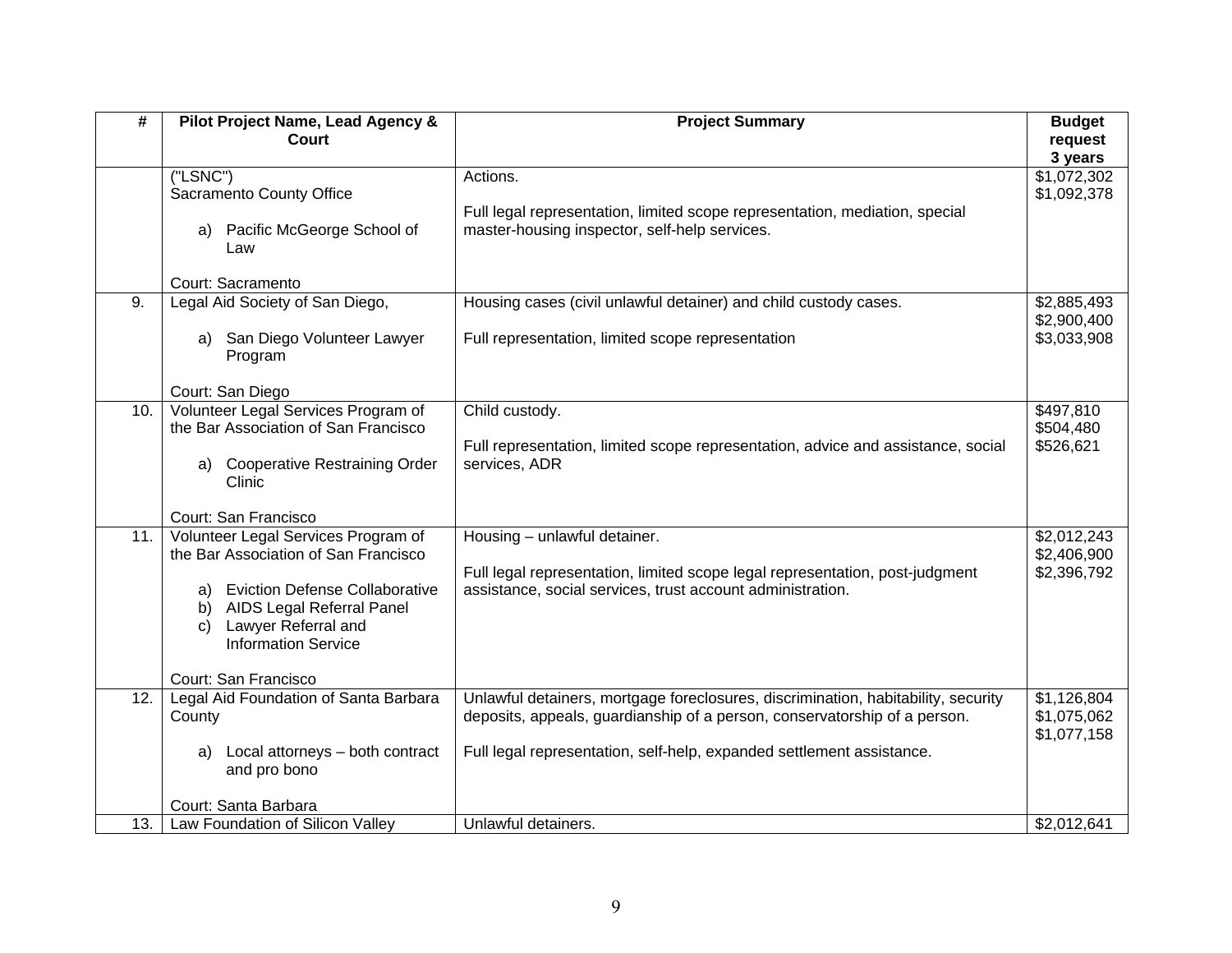| # | Pilot Project Name, Lead Agency & Court | Project Summary | Budget request 3 years |
|---|---|---|---|
| | ("LSNC")<br>Sacramento County Office<br><br>a) Pacific McGeorge School of Law<br><br>Court: Sacramento | Actions.<br><br>Full legal representation, limited scope representation, mediation, special master-housing inspector, self-help services. | $1,072,302<br>$1,092,378 |
| 9. | Legal Aid Society of San Diego,<br><br>a) San Diego Volunteer Lawyer Program<br><br>Court: San Diego | Housing cases (civil unlawful detainer) and child custody cases.<br><br>Full representation, limited scope representation | $2,885,493<br>$2,900,400<br>$3,033,908 |
| 10. | Volunteer Legal Services Program of the Bar Association of San Francisco<br><br>a) Cooperative Restraining Order Clinic<br><br>Court: San Francisco | Child custody.<br><br>Full representation, limited scope representation, advice and assistance, social services, ADR | $497,810<br>$504,480<br>$526,621 |
| 11. | Volunteer Legal Services Program of the Bar Association of San Francisco<br><br>a) Eviction Defense Collaborative<br>b) AIDS Legal Referral Panel<br>c) Lawyer Referral and Information Service<br><br>Court: San Francisco | Housing – unlawful detainer.<br><br>Full legal representation, limited scope legal representation, post-judgment assistance, social services, trust account administration. | $2,012,243<br>$2,406,900<br>$2,396,792 |
| 12. | Legal Aid Foundation of Santa Barbara County<br><br>a) Local attorneys – both contract and pro bono<br><br>Court: Santa Barbara | Unlawful detainers, mortgage foreclosures, discrimination, habitability, security deposits, appeals, guardianship of a person, conservatorship of a person.<br><br>Full legal representation, self-help, expanded settlement assistance. | $1,126,804<br>$1,075,062<br>$1,077,158 |
| 13. | Law Foundation of Silicon Valley | Unlawful detainers. | $2,012,641 |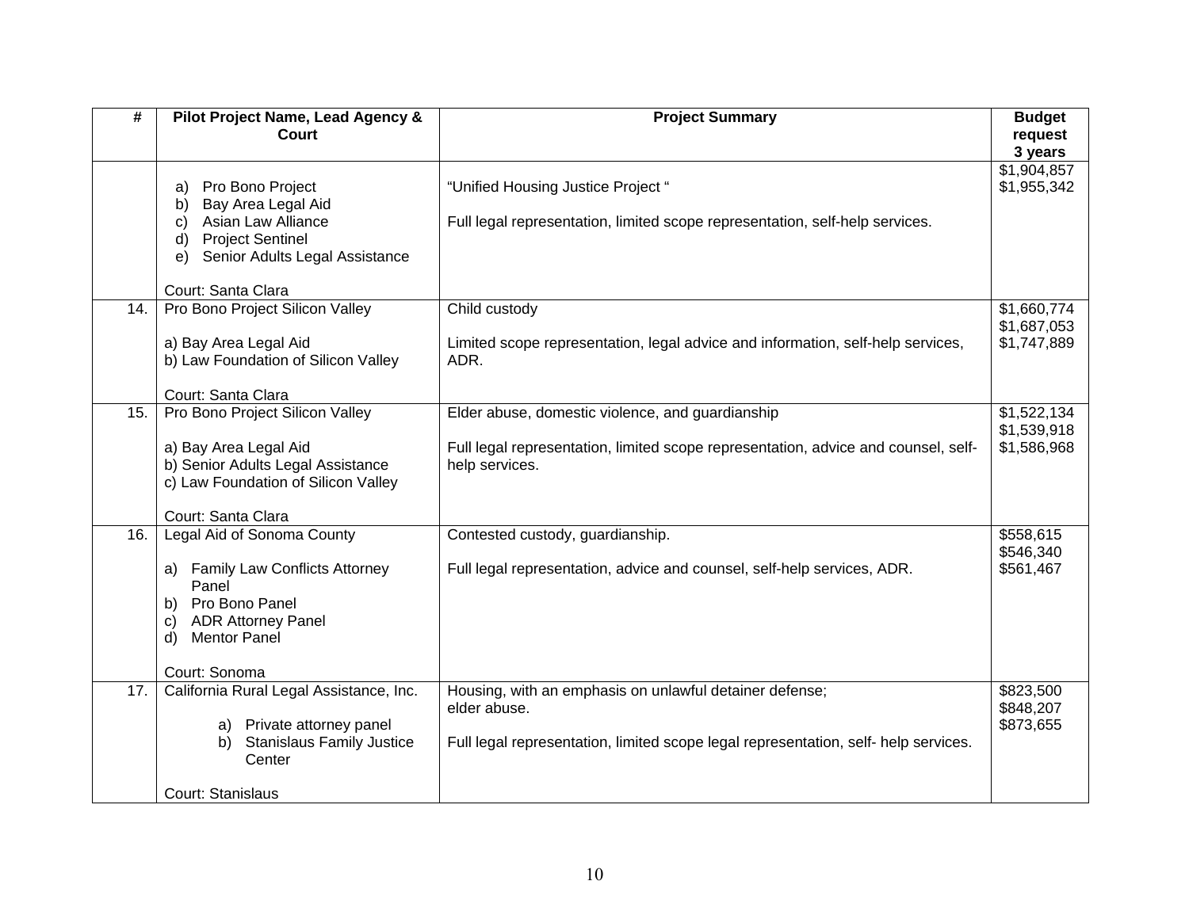| # | Pilot Project Name, Lead Agency & Court | Project Summary | Budget request 3 years |
|---|---|---|---|
| | a) Pro Bono Project<br>b) Bay Area Legal Aid<br>c) Asian Law Alliance<br>d) Project Sentinel<br>e) Senior Adults Legal Assistance<br><br>Court: Santa Clara | "Unified Housing Justice Project "<br><br>Full legal representation, limited scope representation, self-help services. | $1,904,857<br>$1,955,342 |
| 14. | Pro Bono Project Silicon Valley<br><br>a) Bay Area Legal Aid<br>b) Law Foundation of Silicon Valley<br><br>Court: Santa Clara | Child custody<br><br>Limited scope representation, legal advice and information, self-help services, ADR. | $1,660,774<br>$1,687,053<br>$1,747,889 |
| 15. | Pro Bono Project Silicon Valley<br><br>a) Bay Area Legal Aid<br>b) Senior Adults Legal Assistance<br>c) Law Foundation of Silicon Valley<br><br>Court: Santa Clara | Elder abuse, domestic violence, and guardianship<br><br>Full legal representation, limited scope representation, advice and counsel, self-help services. | $1,522,134<br>$1,539,918<br>$1,586,968 |
| 16. | Legal Aid of Sonoma County<br><br>a) Family Law Conflicts Attorney Panel<br>b) Pro Bono Panel<br>c) ADR Attorney Panel<br>d) Mentor Panel<br><br>Court: Sonoma | Contested custody, guardianship.<br><br>Full legal representation, advice and counsel, self-help services, ADR. | $558,615<br>$546,340<br>$561,467 |
| 17. | California Rural Legal Assistance, Inc.<br><br>a) Private attorney panel<br>b) Stanislaus Family Justice Center<br><br>Court: Stanislaus | Housing, with an emphasis on unlawful detainer defense;<br>elder abuse.<br><br>Full legal representation, limited scope legal representation, self- help services. | $823,500<br>$848,207<br>$873,655 |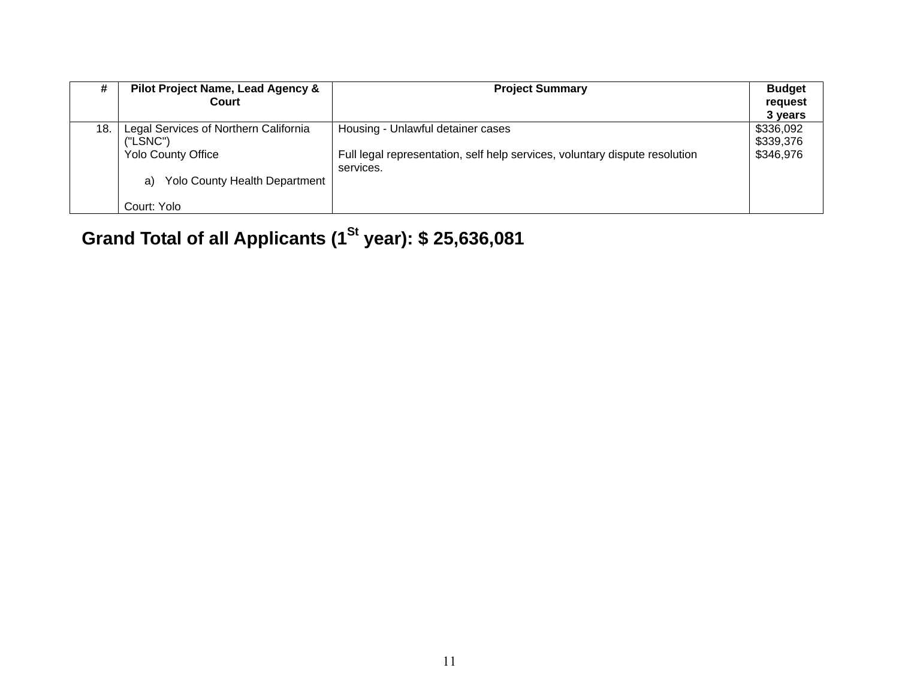| # | Pilot Project Name, Lead Agency & Court | Project Summary | Budget request 3 years |
|---|---|---|---|
| 18. | Legal Services of Northern California ("LSNC") Yolo County Office<br><br>a) Yolo County Health Department<br><br>Court: Yolo | Housing - Unlawful detainer cases<br><br>Full legal representation, self help services, voluntary dispute resolution services. | \$336,092<br>\$339,376<br>\$346,976 |

**Grand Total of all Applicants (1St year): \$ 25,636,081**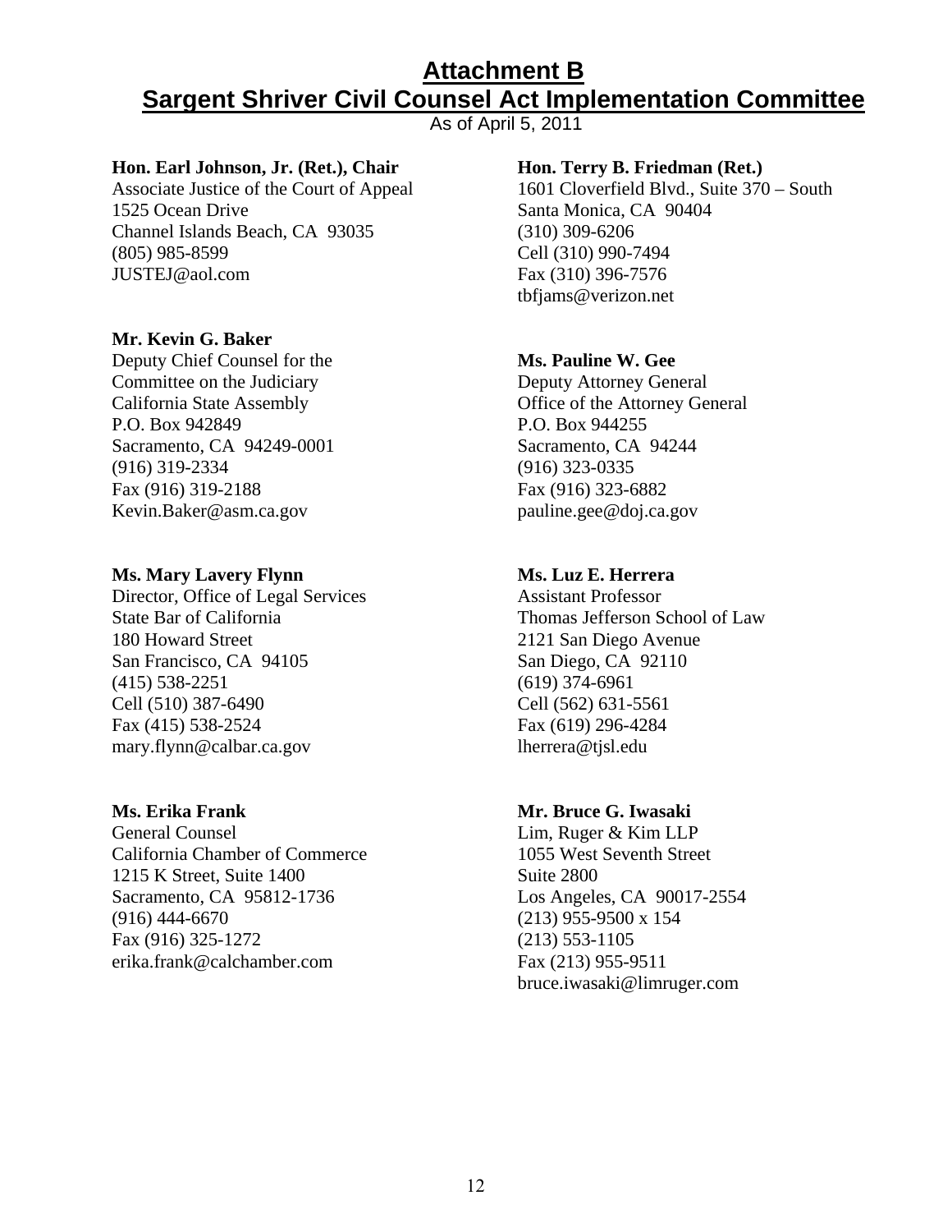# Attachment B
# Sargent Shriver Civil Counsel Act Implementation Committee

As of April 5, 2011

**Hon. Earl Johnson, Jr. (Ret.), Chair**
Associate Justice of the Court of Appeal
1525 Ocean Drive
Channel Islands Beach, CA 93035
(805) 985-8599
JUSTEJ@aol.com

**Mr. Kevin G. Baker**
Deputy Chief Counsel for the Committee on the Judiciary
California State Assembly
P.O. Box 942849
Sacramento, CA 94249-0001
(916) 319-2334
Fax (916) 319-2188
Kevin.Baker@asm.ca.gov

**Ms. Mary Lavery Flynn**
Director, Office of Legal Services
State Bar of California
180 Howard Street
San Francisco, CA 94105
(415) 538-2251
Cell (510) 387-6490
Fax (415) 538-2524
mary.flynn@calbar.ca.gov

**Ms. Erika Frank**
General Counsel
California Chamber of Commerce
1215 K Street, Suite 1400
Sacramento, CA 95812-1736
(916) 444-6670
Fax (916) 325-1272
erika.frank@calchamber.com

**Hon. Terry B. Friedman (Ret.)**
1601 Cloverfield Blvd., Suite 370 – South
Santa Monica, CA 90404
(310) 309-6206
Cell (310) 990-7494
Fax (310) 396-7576
tbfjams@verizon.net

**Ms. Pauline W. Gee**
Deputy Attorney General
Office of the Attorney General
P.O. Box 944255
Sacramento, CA 94244
(916) 323-0335
Fax (916) 323-6882
pauline.gee@doj.ca.gov

**Ms. Luz E. Herrera**
Assistant Professor
Thomas Jefferson School of Law
2121 San Diego Avenue
San Diego, CA 92110
(619) 374-6961
Cell (562) 631-5561
Fax (619) 296-4284
lherrera@tjsl.edu

**Mr. Bruce G. Iwasaki**
Lim, Ruger & Kim LLP
1055 West Seventh Street
Suite 2800
Los Angeles, CA 90017-2554
(213) 955-9500 x 154
(213) 553-1105
Fax (213) 955-9511
bruce.iwasaki@limruger.com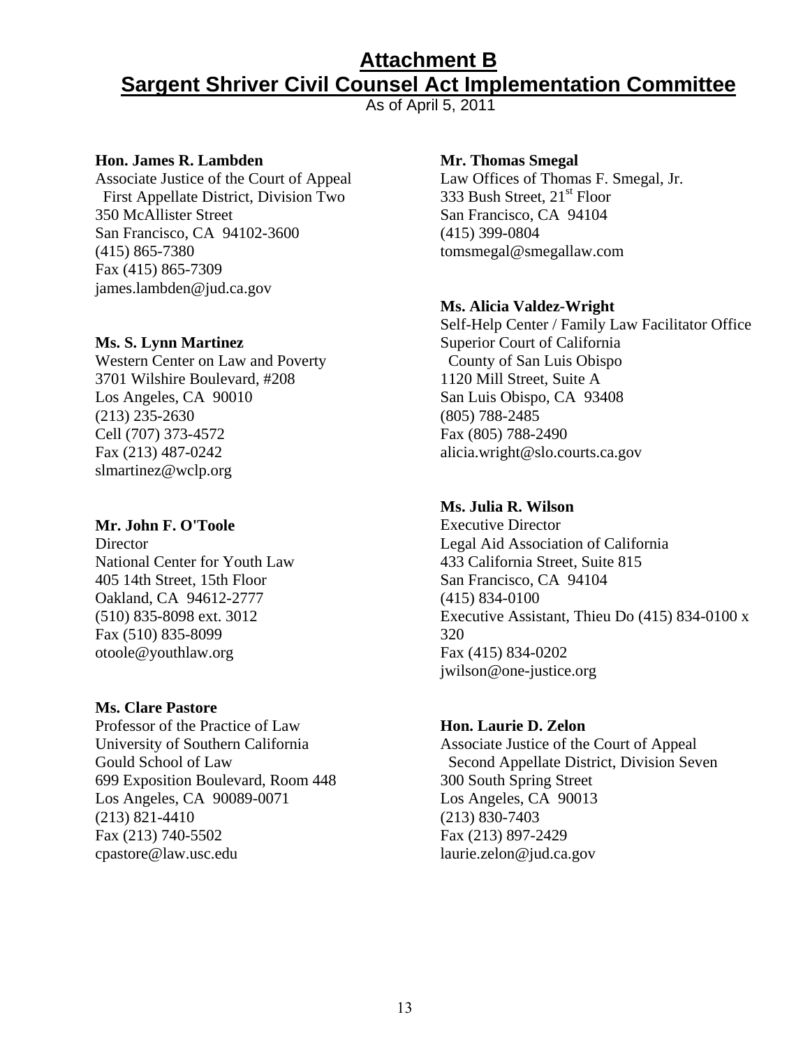# Attachment B

# Sargent Shriver Civil Counsel Act Implementation Committee

As of April 5, 2011

**Hon. James R. Lambden**
Associate Justice of the Court of Appeal
First Appellate District, Division Two
350 McAllister Street
San Francisco, CA 94102-3600
(415) 865-7380
Fax (415) 865-7309
james.lambden@jud.ca.gov

**Ms. S. Lynn Martinez**
Western Center on Law and Poverty
3701 Wilshire Boulevard, #208
Los Angeles, CA 90010
(213) 235-2630
Cell (707) 373-4572
Fax (213) 487-0242
slmartinez@wclp.org

**Mr. John F. O'Toole**
Director
National Center for Youth Law
405 14th Street, 15th Floor
Oakland, CA 94612-2777
(510) 835-8098 ext. 3012
Fax (510) 835-8099
otoole@youthlaw.org

**Ms. Clare Pastore**
Professor of the Practice of Law
University of Southern California
Gould School of Law
699 Exposition Boulevard, Room 448
Los Angeles, CA 90089-0071
(213) 821-4410
Fax (213) 740-5502
cpastore@law.usc.edu

**Mr. Thomas Smegal**
Law Offices of Thomas F. Smegal, Jr.
333 Bush Street, 21st Floor
San Francisco, CA 94104
(415) 399-0804
tomsmegal@smegallaw.com

**Ms. Alicia Valdez-Wright**
Self-Help Center / Family Law Facilitator Office
Superior Court of California
County of San Luis Obispo
1120 Mill Street, Suite A
San Luis Obispo, CA 93408
(805) 788-2485
Fax (805) 788-2490
alicia.wright@slo.courts.ca.gov

**Ms. Julia R. Wilson**
Executive Director
Legal Aid Association of California
433 California Street, Suite 815
San Francisco, CA 94104
(415) 834-0100
Executive Assistant, Thieu Do (415) 834-0100 x 320
Fax (415) 834-0202
jwilson@one-justice.org

**Hon. Laurie D. Zelon**
Associate Justice of the Court of Appeal
Second Appellate District, Division Seven
300 South Spring Street
Los Angeles, CA 90013
(213) 830-7403
Fax (213) 897-2429
laurie.zelon@jud.ca.gov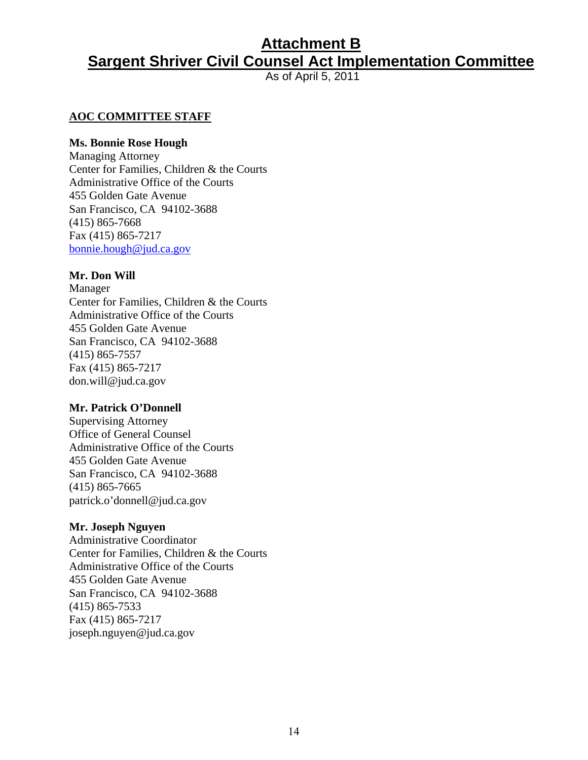# Attachment B

# Sargent Shriver Civil Counsel Act Implementation Committee

As of April 5, 2011

**AOC COMMITTEE STAFF**

**Ms. Bonnie Rose Hough**
Managing Attorney
Center for Families, Children & the Courts
Administrative Office of the Courts
455 Golden Gate Avenue
San Francisco, CA 94102-3688
(415) 865-7668
Fax (415) 865-7217
bonnie.hough@jud.ca.gov

**Mr. Don Will**
Manager
Center for Families, Children & the Courts
Administrative Office of the Courts
455 Golden Gate Avenue
San Francisco, CA 94102-3688
(415) 865-7557
Fax (415) 865-7217
don.will@jud.ca.gov

**Mr. Patrick O'Donnell**
Supervising Attorney
Office of General Counsel
Administrative Office of the Courts
455 Golden Gate Avenue
San Francisco, CA 94102-3688
(415) 865-7665
patrick.o'donnell@jud.ca.gov

**Mr. Joseph Nguyen**
Administrative Coordinator
Center for Families, Children & the Courts
Administrative Office of the Courts
455 Golden Gate Avenue
San Francisco, CA 94102-3688
(415) 865-7533
Fax (415) 865-7217
joseph.nguyen@jud.ca.gov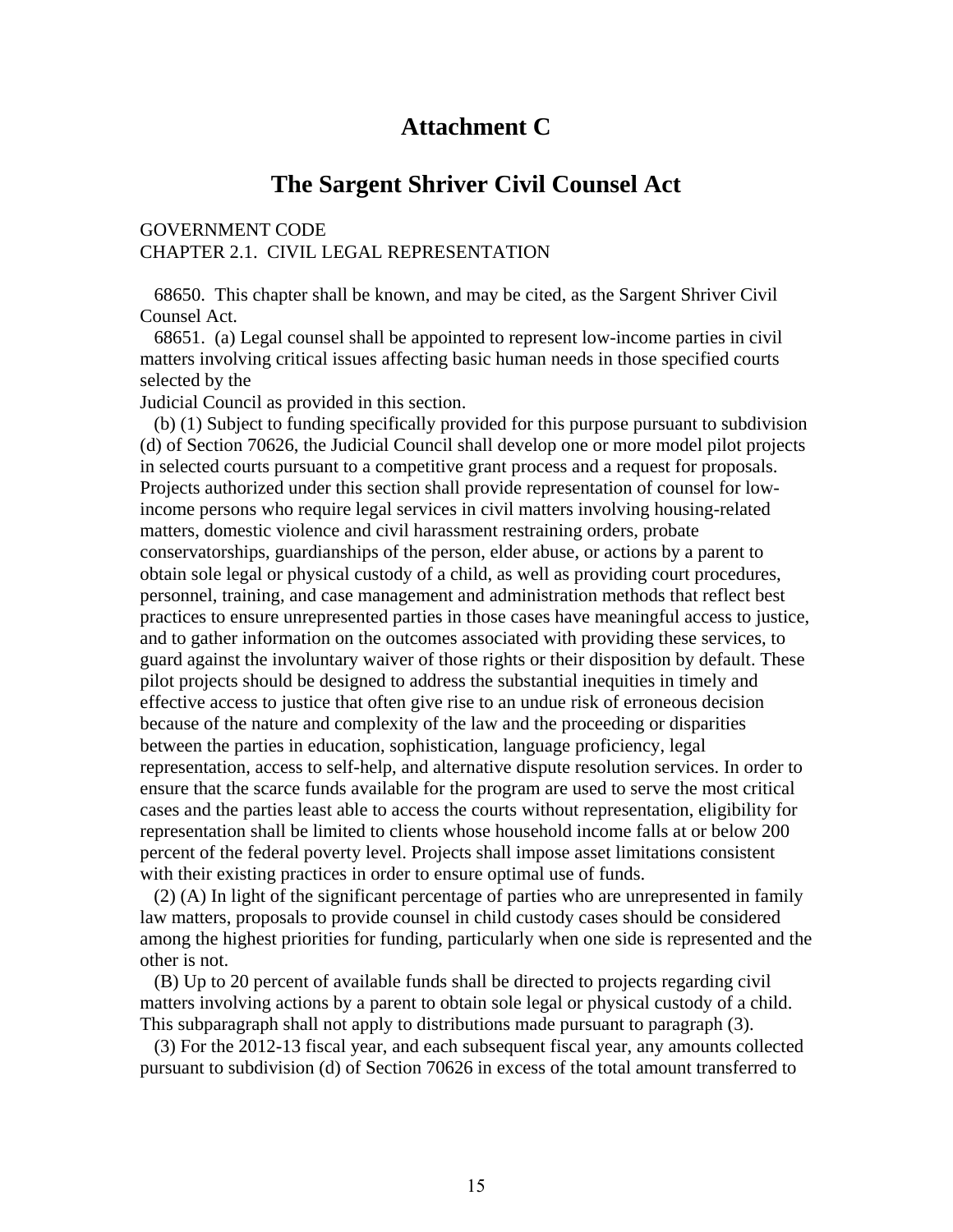# Attachment C

## The Sargent Shriver Civil Counsel Act

GOVERNMENT CODE
CHAPTER 2.1. CIVIL LEGAL REPRESENTATION

68650. This chapter shall be known, and may be cited, as the Sargent Shriver Civil Counsel Act.

68651. (a) Legal counsel shall be appointed to represent low-income parties in civil matters involving critical issues affecting basic human needs in those specified courts selected by the Judicial Council as provided in this section.

(b) (1) Subject to funding specifically provided for this purpose pursuant to subdivision (d) of Section 70626, the Judicial Council shall develop one or more model pilot projects in selected courts pursuant to a competitive grant process and a request for proposals. Projects authorized under this section shall provide representation of counsel for low-income persons who require legal services in civil matters involving housing-related matters, domestic violence and civil harassment restraining orders, probate conservatorships, guardianships of the person, elder abuse, or actions by a parent to obtain sole legal or physical custody of a child, as well as providing court procedures, personnel, training, and case management and administration methods that reflect best practices to ensure unrepresented parties in those cases have meaningful access to justice, and to gather information on the outcomes associated with providing these services, to guard against the involuntary waiver of those rights or their disposition by default. These pilot projects should be designed to address the substantial inequities in timely and effective access to justice that often give rise to an undue risk of erroneous decision because of the nature and complexity of the law and the proceeding or disparities between the parties in education, sophistication, language proficiency, legal representation, access to self-help, and alternative dispute resolution services. In order to ensure that the scarce funds available for the program are used to serve the most critical cases and the parties least able to access the courts without representation, eligibility for representation shall be limited to clients whose household income falls at or below 200 percent of the federal poverty level. Projects shall impose asset limitations consistent with their existing practices in order to ensure optimal use of funds.

(2) (A) In light of the significant percentage of parties who are unrepresented in family law matters, proposals to provide counsel in child custody cases should be considered among the highest priorities for funding, particularly when one side is represented and the other is not.

(B) Up to 20 percent of available funds shall be directed to projects regarding civil matters involving actions by a parent to obtain sole legal or physical custody of a child. This subparagraph shall not apply to distributions made pursuant to paragraph (3).

(3) For the 2012-13 fiscal year, and each subsequent fiscal year, any amounts collected pursuant to subdivision (d) of Section 70626 in excess of the total amount transferred to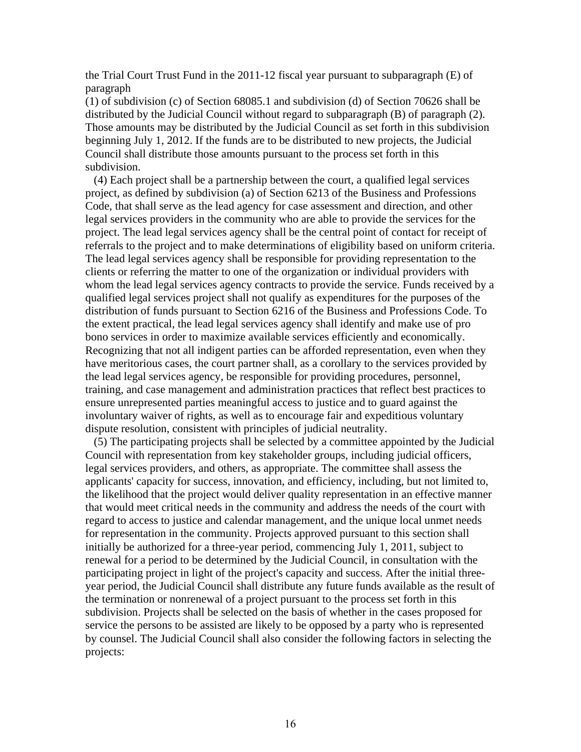the Trial Court Trust Fund in the 2011-12 fiscal year pursuant to subparagraph (E) of paragraph
(1) of subdivision (c) of Section 68085.1 and subdivision (d) of Section 70626 shall be distributed by the Judicial Council without regard to subparagraph (B) of paragraph (2). Those amounts may be distributed by the Judicial Council as set forth in this subdivision beginning July 1, 2012. If the funds are to be distributed to new projects, the Judicial Council shall distribute those amounts pursuant to the process set forth in this subdivision.

(4) Each project shall be a partnership between the court, a qualified legal services project, as defined by subdivision (a) of Section 6213 of the Business and Professions Code, that shall serve as the lead agency for case assessment and direction, and other legal services providers in the community who are able to provide the services for the project. The lead legal services agency shall be the central point of contact for receipt of referrals to the project and to make determinations of eligibility based on uniform criteria. The lead legal services agency shall be responsible for providing representation to the clients or referring the matter to one of the organization or individual providers with whom the lead legal services agency contracts to provide the service. Funds received by a qualified legal services project shall not qualify as expenditures for the purposes of the distribution of funds pursuant to Section 6216 of the Business and Professions Code. To the extent practical, the lead legal services agency shall identify and make use of pro bono services in order to maximize available services efficiently and economically. Recognizing that not all indigent parties can be afforded representation, even when they have meritorious cases, the court partner shall, as a corollary to the services provided by the lead legal services agency, be responsible for providing procedures, personnel, training, and case management and administration practices that reflect best practices to ensure unrepresented parties meaningful access to justice and to guard against the involuntary waiver of rights, as well as to encourage fair and expeditious voluntary dispute resolution, consistent with principles of judicial neutrality.

(5) The participating projects shall be selected by a committee appointed by the Judicial Council with representation from key stakeholder groups, including judicial officers, legal services providers, and others, as appropriate. The committee shall assess the applicants' capacity for success, innovation, and efficiency, including, but not limited to, the likelihood that the project would deliver quality representation in an effective manner that would meet critical needs in the community and address the needs of the court with regard to access to justice and calendar management, and the unique local unmet needs for representation in the community. Projects approved pursuant to this section shall initially be authorized for a three-year period, commencing July 1, 2011, subject to renewal for a period to be determined by the Judicial Council, in consultation with the participating project in light of the project's capacity and success. After the initial three-year period, the Judicial Council shall distribute any future funds available as the result of the termination or nonrenewal of a project pursuant to the process set forth in this subdivision. Projects shall be selected on the basis of whether in the cases proposed for service the persons to be assisted are likely to be opposed by a party who is represented by counsel. The Judicial Council shall also consider the following factors in selecting the projects: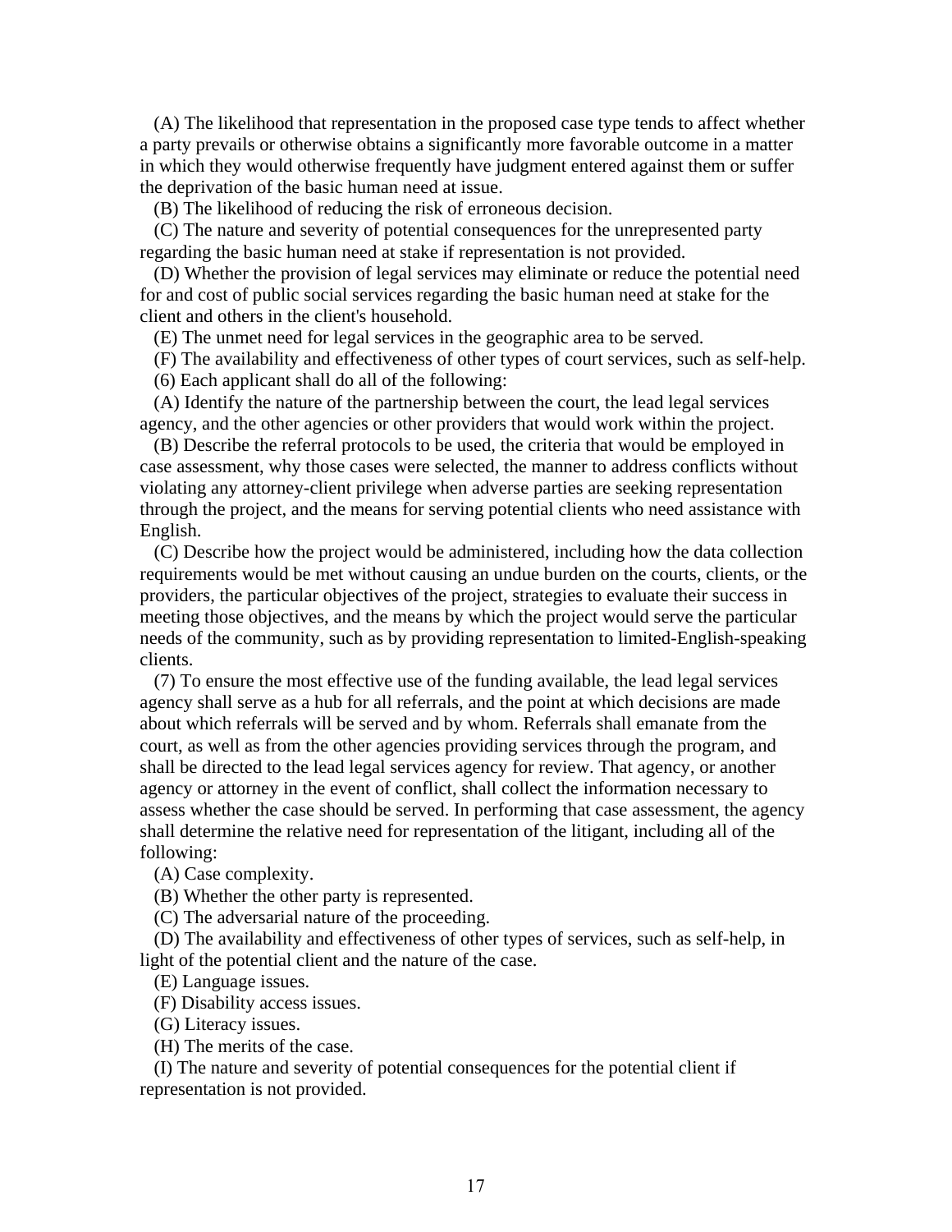(A) The likelihood that representation in the proposed case type tends to affect whether a party prevails or otherwise obtains a significantly more favorable outcome in a matter in which they would otherwise frequently have judgment entered against them or suffer the deprivation of the basic human need at issue.

(B) The likelihood of reducing the risk of erroneous decision.

(C) The nature and severity of potential consequences for the unrepresented party regarding the basic human need at stake if representation is not provided.

(D) Whether the provision of legal services may eliminate or reduce the potential need for and cost of public social services regarding the basic human need at stake for the client and others in the client's household.

(E) The unmet need for legal services in the geographic area to be served.

(F) The availability and effectiveness of other types of court services, such as self-help.

(6) Each applicant shall do all of the following:

(A) Identify the nature of the partnership between the court, the lead legal services agency, and the other agencies or other providers that would work within the project.

(B) Describe the referral protocols to be used, the criteria that would be employed in case assessment, why those cases were selected, the manner to address conflicts without violating any attorney-client privilege when adverse parties are seeking representation through the project, and the means for serving potential clients who need assistance with English.

(C) Describe how the project would be administered, including how the data collection requirements would be met without causing an undue burden on the courts, clients, or the providers, the particular objectives of the project, strategies to evaluate their success in meeting those objectives, and the means by which the project would serve the particular needs of the community, such as by providing representation to limited-English-speaking clients.

(7) To ensure the most effective use of the funding available, the lead legal services agency shall serve as a hub for all referrals, and the point at which decisions are made about which referrals will be served and by whom. Referrals shall emanate from the court, as well as from the other agencies providing services through the program, and shall be directed to the lead legal services agency for review. That agency, or another agency or attorney in the event of conflict, shall collect the information necessary to assess whether the case should be served. In performing that case assessment, the agency shall determine the relative need for representation of the litigant, including all of the following:

(A) Case complexity.

(B) Whether the other party is represented.

(C) The adversarial nature of the proceeding.

(D) The availability and effectiveness of other types of services, such as self-help, in light of the potential client and the nature of the case.

(E) Language issues.

(F) Disability access issues.

(G) Literacy issues.

(H) The merits of the case.

(I) The nature and severity of potential consequences for the potential client if representation is not provided.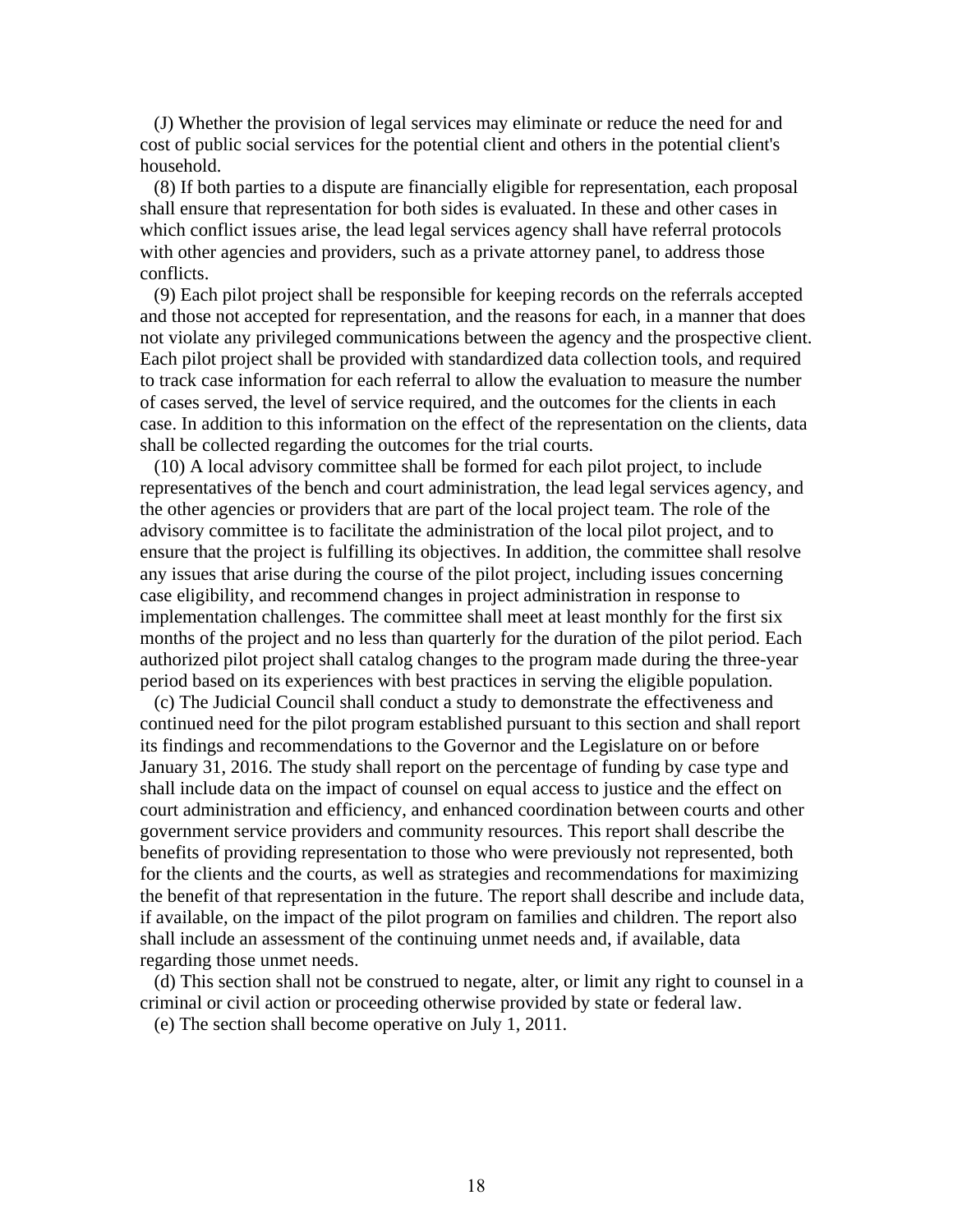(J) Whether the provision of legal services may eliminate or reduce the need for and cost of public social services for the potential client and others in the potential client's household.

(8) If both parties to a dispute are financially eligible for representation, each proposal shall ensure that representation for both sides is evaluated. In these and other cases in which conflict issues arise, the lead legal services agency shall have referral protocols with other agencies and providers, such as a private attorney panel, to address those conflicts.

(9) Each pilot project shall be responsible for keeping records on the referrals accepted and those not accepted for representation, and the reasons for each, in a manner that does not violate any privileged communications between the agency and the prospective client. Each pilot project shall be provided with standardized data collection tools, and required to track case information for each referral to allow the evaluation to measure the number of cases served, the level of service required, and the outcomes for the clients in each case. In addition to this information on the effect of the representation on the clients, data shall be collected regarding the outcomes for the trial courts.

(10) A local advisory committee shall be formed for each pilot project, to include representatives of the bench and court administration, the lead legal services agency, and the other agencies or providers that are part of the local project team. The role of the advisory committee is to facilitate the administration of the local pilot project, and to ensure that the project is fulfilling its objectives. In addition, the committee shall resolve any issues that arise during the course of the pilot project, including issues concerning case eligibility, and recommend changes in project administration in response to implementation challenges. The committee shall meet at least monthly for the first six months of the project and no less than quarterly for the duration of the pilot period. Each authorized pilot project shall catalog changes to the program made during the three-year period based on its experiences with best practices in serving the eligible population.

(c) The Judicial Council shall conduct a study to demonstrate the effectiveness and continued need for the pilot program established pursuant to this section and shall report its findings and recommendations to the Governor and the Legislature on or before January 31, 2016. The study shall report on the percentage of funding by case type and shall include data on the impact of counsel on equal access to justice and the effect on court administration and efficiency, and enhanced coordination between courts and other government service providers and community resources. This report shall describe the benefits of providing representation to those who were previously not represented, both for the clients and the courts, as well as strategies and recommendations for maximizing the benefit of that representation in the future. The report shall describe and include data, if available, on the impact of the pilot program on families and children. The report also shall include an assessment of the continuing unmet needs and, if available, data regarding those unmet needs.

(d) This section shall not be construed to negate, alter, or limit any right to counsel in a criminal or civil action or proceeding otherwise provided by state or federal law.

(e) The section shall become operative on July 1, 2011.